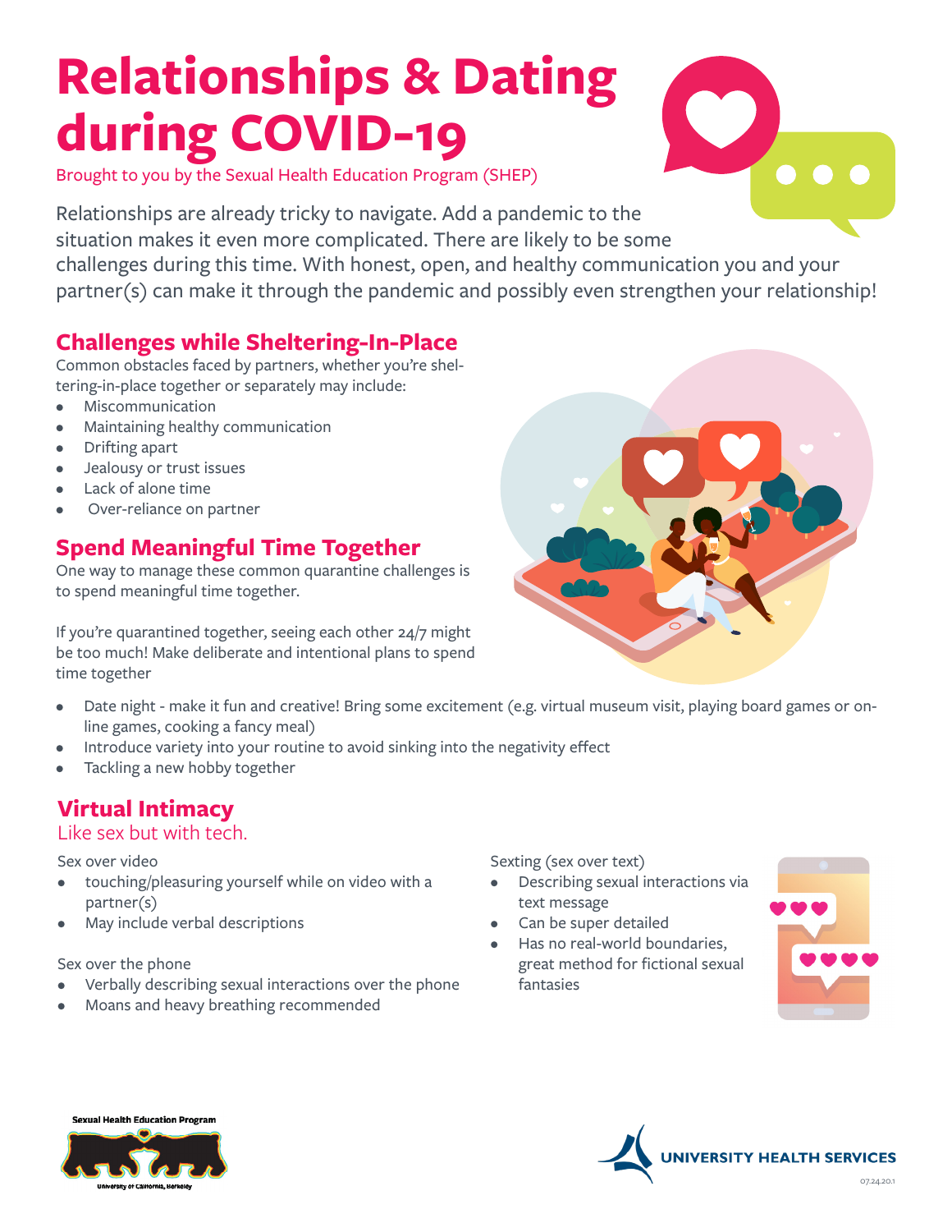# Relationships & Dating during COVID-19

Brought to you by the Sexual Health Education Program (SHEP)

Relationships are already tricky to navigate. Add a pandemic to the situation makes it even more complicated. There are likely to be some challenges during this time. With honest, open, and healthy communication you and your partner(s) can make it through the pandemic and possibly even strengthen your relationship!

## Challenges while Sheltering-In-Place

Common obstacles faced by partners, whether you're sheltering-in-place together or separately may include:

- Miscommunication
- Maintaining healthy communication
- Drifting apart
- Jealousy or trust issues
- Lack of alone time
- Over-reliance on partner

## Spend Meaningful Time Together

One way to manage these common quarantine challenges is to spend meaningful time together.

If you're quarantined together, seeing each other 24/7 might be too much! Make deliberate and intentional plans to spend time together

- Date night - make it fun and creative! Bring some excitement (e.g. virtual museum visit, playing board games or online games, cooking a fancy meal)
- Introduce variety into your routine to avoid sinking into the negativity effect
- Tackling a new hobby together

## Virtual Intimacy

Like sex but with tech.

Sex over video

- touching/pleasuring yourself while on video with a partner(s)
- May include verbal descriptions

Sex over the phone

- Verbally describing sexual interactions over the phone
- Moans and heavy breathing recommended

Sexting (sex over text)

- Describing sexual interactions via text message
- Can be super detailed
- Has no real-world boundaries, great method for fictional sexual fantasies

Sexual Health Education Program

University of California, Berkeley

UNIVERSITY HEALTH SERVICES

07.24.20.1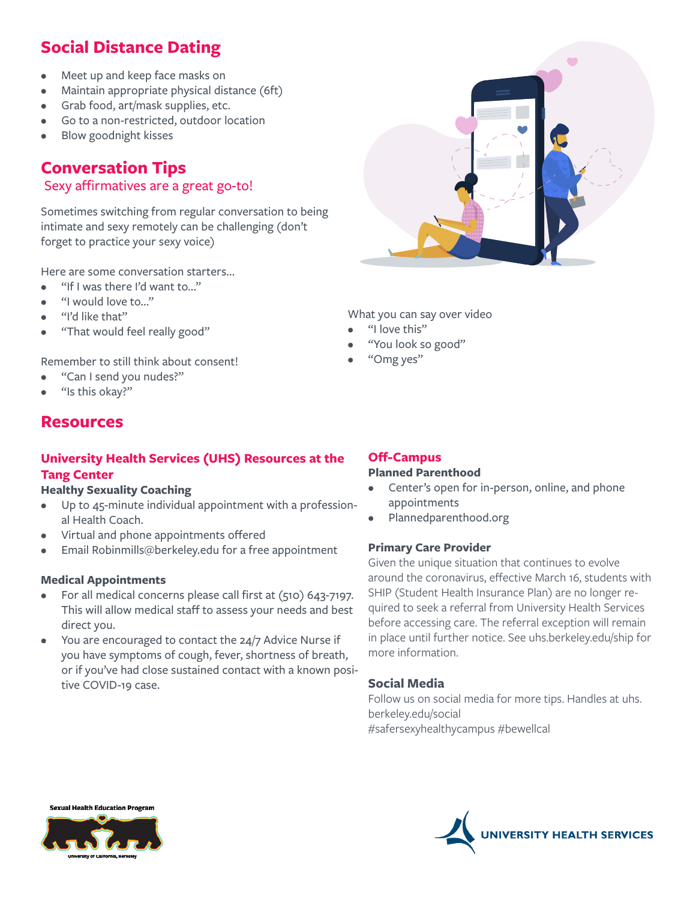## Social Distance Dating

- Meet up and keep face masks on
- Maintain appropriate physical distance (6ft)
- Grab food, art/mask supplies, etc.
- Go to a non-restricted, outdoor location
- Blow goodnight kisses

## Conversation Tips

Sexy affirmatives are a great go-to!

Sometimes switching from regular conversation to being intimate and sexy remotely can be challenging (don't forget to practice your sexy voice)

Here are some conversation starters...

- "If I was there I'd want to..."
- "I would love to..."
- "I'd like that"
- "That would feel really good"

Remember to still think about consent!

- "Can I send you nudes?"
- "Is this okay?"

What you can say over video

- "I love this"
- "You look so good"
- "Omg yes"

## Resources

### University Health Services (UHS) Resources at the Tang Center

**Healthy Sexuality Coaching**

- Up to 45-minute individual appointment with a professional Health Coach.
- Virtual and phone appointments offered
- Email Robinmills@berkeley.edu for a free appointment

**Medical Appointments**

- For all medical concerns please call first at (510) 643-7197. This will allow medical staff to assess your needs and best direct you.
- You are encouraged to contact the 24/7 Advice Nurse if you have symptoms of cough, fever, shortness of breath, or if you've had close sustained contact with a known positive COVID-19 case.

### Off-Campus

**Planned Parenthood**

- Center's open for in-person, online, and phone appointments
- Plannedparenthood.org

**Primary Care Provider**

Given the unique situation that continues to evolve around the coronavirus, effective March 16, students with SHIP (Student Health Insurance Plan) are no longer required to seek a referral from University Health Services before accessing care. The referral exception will remain in place until further notice. See uhs.berkeley.edu/ship for more information.

**Social Media**

Follow us on social media for more tips. Handles at uhs.berkeley.edu/social
#safersexyhealthycampus #bewellcal

Sexual Health Education Program

University of California, Berkeley

UNIVERSITY HEALTH SERVICES